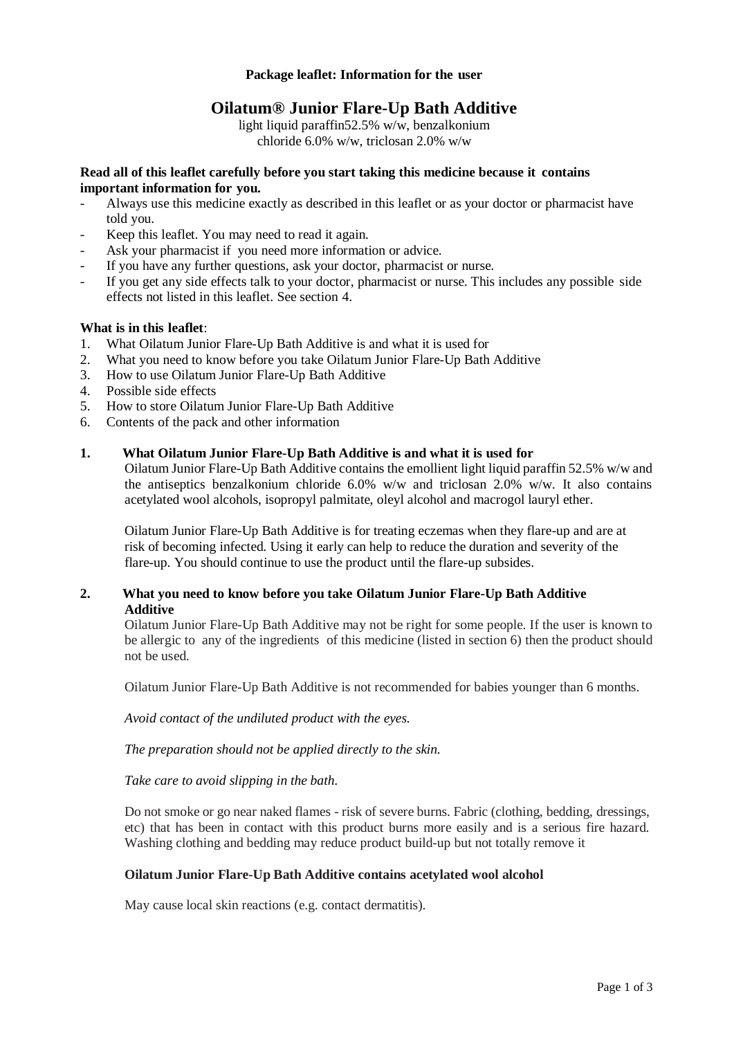**Package leaflet: Information for the user**

# Oilatum® Junior Flare-Up Bath Additive

light liquid paraffin52.5% w/w, benzalkonium chloride 6.0% w/w, triclosan 2.0% w/w

**Read all of this leaflet carefully before you start taking this medicine because it contains important information for you.**

- Always use this medicine exactly as described in this leaflet or as your doctor or pharmacist have told you.
- Keep this leaflet. You may need to read it again.
- Ask your pharmacist if you need more information or advice.
- If you have any further questions, ask your doctor, pharmacist or nurse.
- If you get any side effects talk to your doctor, pharmacist or nurse. This includes any possible side effects not listed in this leaflet. See section 4.

**What is in this leaflet**:

1. What Oilatum Junior Flare-Up Bath Additive is and what it is used for
2. What you need to know before you take Oilatum Junior Flare-Up Bath Additive
3. How to use Oilatum Junior Flare-Up Bath Additive
4. Possible side effects
5. How to store Oilatum Junior Flare-Up Bath Additive
6. Contents of the pack and other information

## 1. What Oilatum Junior Flare-Up Bath Additive is and what it is used for

Oilatum Junior Flare-Up Bath Additive contains the emollient light liquid paraffin 52.5% w/w and the antiseptics benzalkonium chloride 6.0% w/w and triclosan 2.0% w/w. It also contains acetylated wool alcohols, isopropyl palmitate, oleyl alcohol and macrogol lauryl ether.

Oilatum Junior Flare-Up Bath Additive is for treating eczemas when they flare-up and are at risk of becoming infected. Using it early can help to reduce the duration and severity of the flare-up. You should continue to use the product until the flare-up subsides.

## 2. What you need to know before you take Oilatum Junior Flare-Up Bath Additive Additive

Oilatum Junior Flare-Up Bath Additive may not be right for some people. If the user is known to be allergic to any of the ingredients of this medicine (listed in section 6) then the product should not be used.

Oilatum Junior Flare-Up Bath Additive is not recommended for babies younger than 6 months.

*Avoid contact of the undiluted product with the eyes.*

*The preparation should not be applied directly to the skin.*

*Take care to avoid slipping in the bath.*

Do not smoke or go near naked flames - risk of severe burns. Fabric (clothing, bedding, dressings, etc) that has been in contact with this product burns more easily and is a serious fire hazard. Washing clothing and bedding may reduce product build-up but not totally remove it

**Oilatum Junior Flare-Up Bath Additive contains acetylated wool alcohol**

May cause local skin reactions (e.g. contact dermatitis).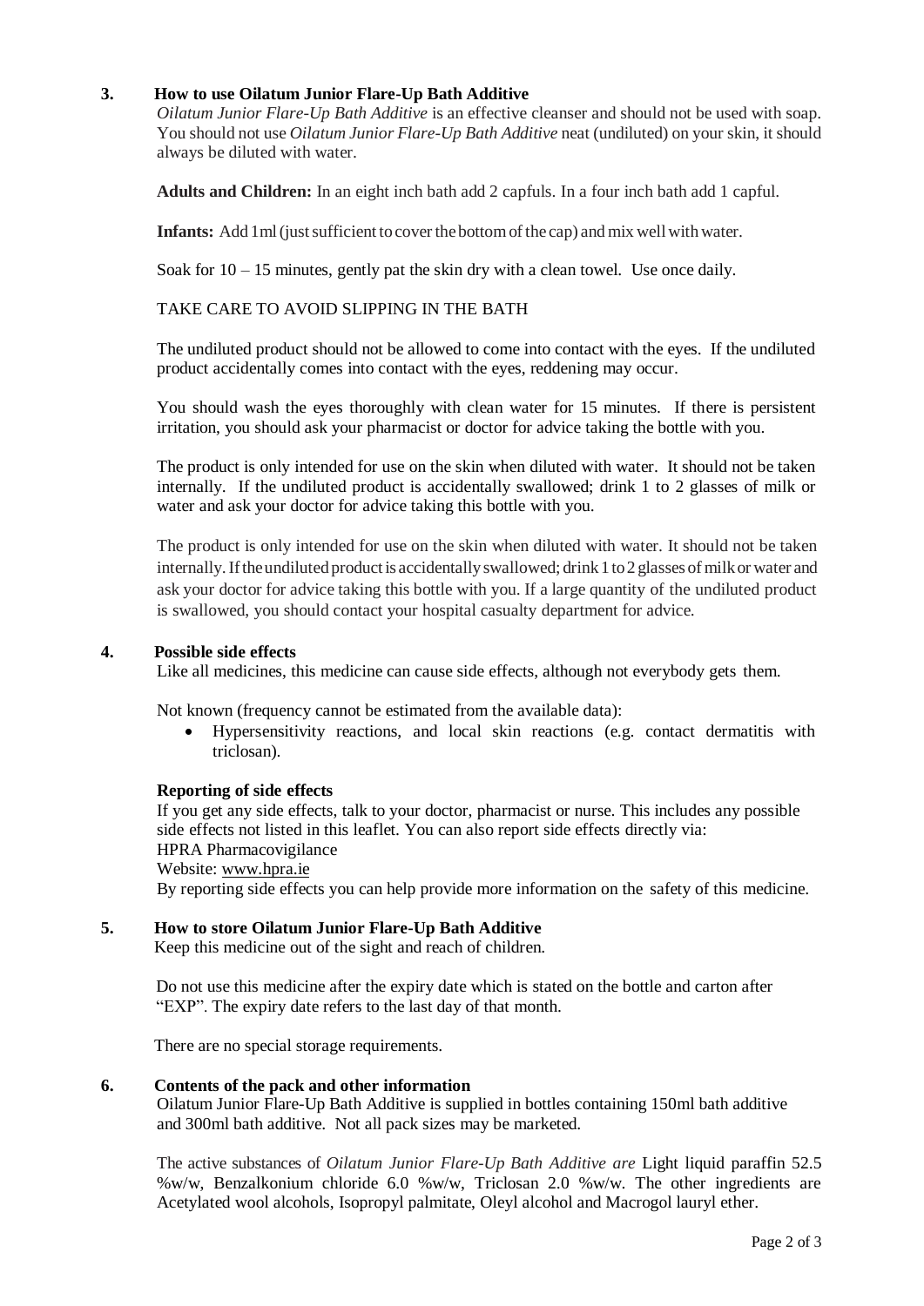## 3. How to use Oilatum Junior Flare-Up Bath Additive

*Oilatum Junior Flare-Up Bath Additive* is an effective cleanser and should not be used with soap. You should not use *Oilatum Junior Flare-Up Bath Additive* neat (undiluted) on your skin, it should always be diluted with water.

**Adults and Children:** In an eight inch bath add 2 capfuls. In a four inch bath add 1 capful.

**Infants:** Add 1ml (just sufficient to cover the bottom of the cap) and mix well with water.

Soak for 10 – 15 minutes, gently pat the skin dry with a clean towel. Use once daily.

TAKE CARE TO AVOID SLIPPING IN THE BATH

The undiluted product should not be allowed to come into contact with the eyes. If the undiluted product accidentally comes into contact with the eyes, reddening may occur.

You should wash the eyes thoroughly with clean water for 15 minutes. If there is persistent irritation, you should ask your pharmacist or doctor for advice taking the bottle with you.

The product is only intended for use on the skin when diluted with water. It should not be taken internally. If the undiluted product is accidentally swallowed; drink 1 to 2 glasses of milk or water and ask your doctor for advice taking this bottle with you.

The product is only intended for use on the skin when diluted with water. It should not be taken internally. If the undiluted product is accidentally swallowed; drink 1 to 2 glasses of milk or water and ask your doctor for advice taking this bottle with you. If a large quantity of the undiluted product is swallowed, you should contact your hospital casualty department for advice.

## 4. Possible side effects

Like all medicines, this medicine can cause side effects, although not everybody gets them.

Not known (frequency cannot be estimated from the available data):

- Hypersensitivity reactions, and local skin reactions (e.g. contact dermatitis with triclosan).

**Reporting of side effects**

If you get any side effects, talk to your doctor, pharmacist or nurse. This includes any possible side effects not listed in this leaflet. You can also report side effects directly via:
HPRA Pharmacovigilance
Website: www.hpra.ie
By reporting side effects you can help provide more information on the safety of this medicine.

## 5. How to store Oilatum Junior Flare-Up Bath Additive

Keep this medicine out of the sight and reach of children.

Do not use this medicine after the expiry date which is stated on the bottle and carton after "EXP". The expiry date refers to the last day of that month.

There are no special storage requirements.

## 6. Contents of the pack and other information

Oilatum Junior Flare-Up Bath Additive is supplied in bottles containing 150ml bath additive and 300ml bath additive. Not all pack sizes may be marketed.

The active substances of *Oilatum Junior Flare-Up Bath Additive are* Light liquid paraffin 52.5 %w/w, Benzalkonium chloride 6.0 %w/w, Triclosan 2.0 %w/w. The other ingredients are Acetylated wool alcohols, Isopropyl palmitate, Oleyl alcohol and Macrogol lauryl ether.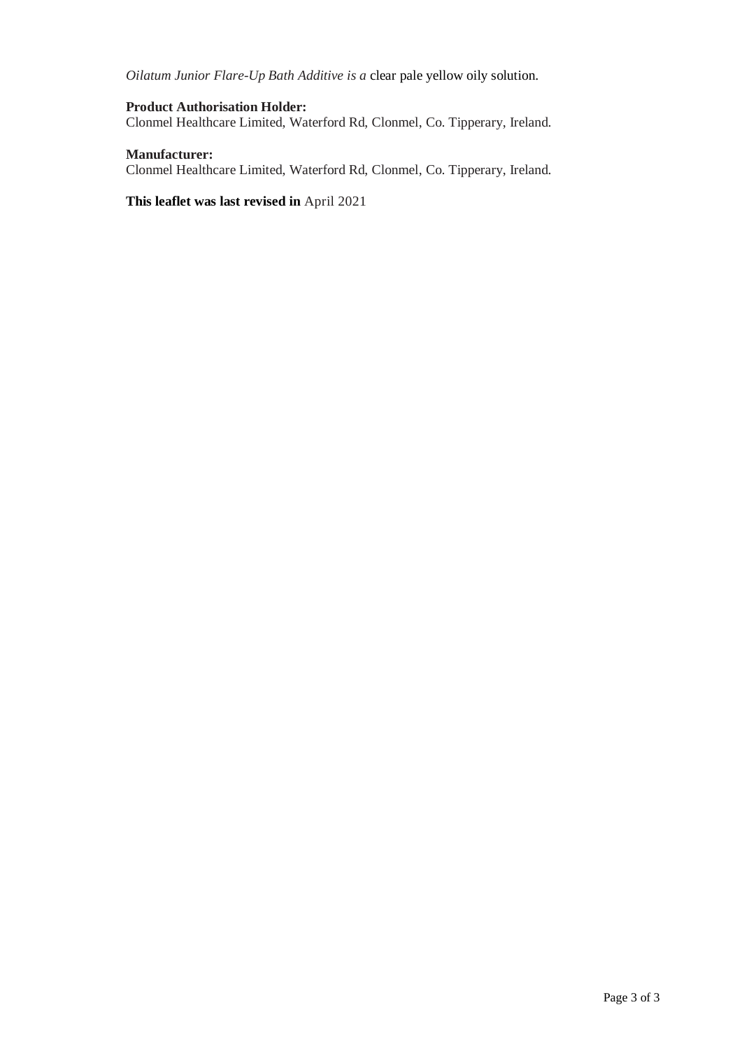*Oilatum Junior Flare-Up Bath Additive is a* clear pale yellow oily solution.

**Product Authorisation Holder:**
Clonmel Healthcare Limited, Waterford Rd, Clonmel, Co. Tipperary, Ireland.

**Manufacturer:**
Clonmel Healthcare Limited, Waterford Rd, Clonmel, Co. Tipperary, Ireland.

**This leaflet was last revised in** April 2021